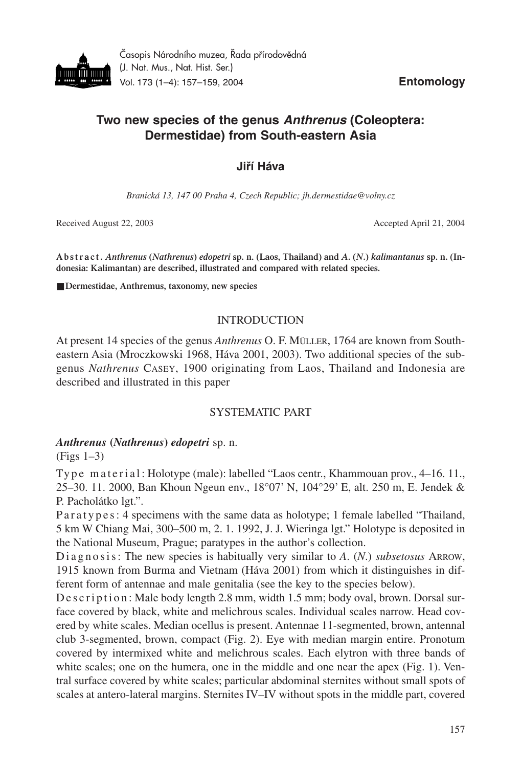**Entomology**

# Two new species of the genus *Anthrenus* (Coleoptera: Dermestidae) from South-eastern Asia

**Jiří Háva**

*Branická 13, 147 00 Praha 4, Czech Republic; jh.dermestidae@volny.cz*

Received August 22, 2003 | Accepted April 21, 2004

**Abstract.** ***Anthrenus* (*Nathrenus*) *edopetri* sp. n. (Laos, Thailand) and *A.* (*N.*) *kalimantanus* sp. n. (Indonesia: Kalimantan) are described, illustrated and compared with related species.**

■ **Dermestidae, Anthremus, taxonomy, new species**

## INTRODUCTION

At present 14 species of the genus *Anthrenus* O. F. Müller, 1764 are known from South-eastern Asia (Mroczkowski 1968, Háva 2001, 2003). Two additional species of the subgenus *Nathrenus* Casey, 1900 originating from Laos, Thailand and Indonesia are described and illustrated in this paper

## SYSTEMATIC PART

### *Anthrenus* (*Nathrenus*) *edopetri* sp. n.

(Figs 1–3)

Type material: Holotype (male): labelled "Laos centr., Khammouan prov., 4–16. 11., 25–30. 11. 2000, Ban Khoun Ngeun env., 18°07' N, 104°29' E, alt. 250 m, E. Jendek & P. Pacholátko lgt.".

Paratypes: 4 specimens with the same data as holotype; 1 female labelled "Thailand, 5 km W Chiang Mai, 300–500 m, 2. 1. 1992, J. J. Wieringa lgt." Holotype is deposited in the National Museum, Prague; paratypes in the author's collection.

Diagnosis: The new species is habitually very similar to *A.* (*N.*) *subsetosus* Arrow, 1915 known from Burma and Vietnam (Háva 2001) from which it distinguishes in different form of antennae and male genitalia (see the key to the species below).

Description: Male body length 2.8 mm, width 1.5 mm; body oval, brown. Dorsal surface covered by black, white and melichrous scales. Individual scales narrow. Head covered by white scales. Median ocellus is present. Antennae 11-segmented, brown, antennal club 3-segmented, brown, compact (Fig. 2). Eye with median margin entire. Pronotum covered by intermixed white and melichrous scales. Each elytron with three bands of white scales; one on the humera, one in the middle and one near the apex (Fig. 1). Ventral surface covered by white scales; particular abdominal sternites without small spots of scales at antero-lateral margins. Sternites IV–IV without spots in the middle part, covered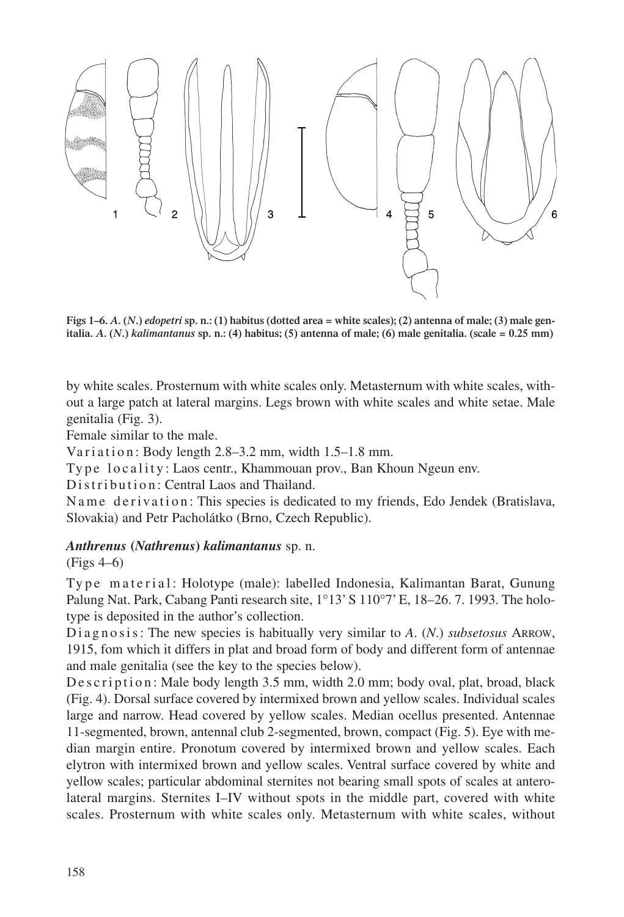**Figs 1–6.** ***A.*** **(*N.*)** ***edopetri*** **sp. n.: (1) habitus (dotted area = white scales); (2) antenna of male; (3) male genitalia.** ***A.*** **(*N.*)** ***kalimantanus*** **sp. n.: (4) habitus; (5) antenna of male; (6) male genitalia. (scale = 0.25 mm)**

by white scales. Prosternum with white scales only. Metasternum with white scales, without a large patch at lateral margins. Legs brown with white scales and white setae. Male genitalia (Fig. 3).

Female similar to the male.

Variation: Body length 2.8–3.2 mm, width 1.5–1.8 mm.

Type locality: Laos centr., Khammouan prov., Ban Khoun Ngeun env.

Distribution: Central Laos and Thailand.

Name derivation: This species is dedicated to my friends, Edo Jendek (Bratislava, Slovakia) and Petr Pacholátko (Brno, Czech Republic).

### *Anthrenus* (*Nathrenus*) *kalimantanus* sp. n.

(Figs 4–6)

Type material: Holotype (male): labelled Indonesia, Kalimantan Barat, Gunung Palung Nat. Park, Cabang Panti research site, 1°13' S 110°7' E, 18–26. 7. 1993. The holotype is deposited in the author's collection.

Diagnosis: The new species is habitually very similar to *A.* (*N.*) *subsetosus* Arrow, 1915, fom which it differs in plat and broad form of body and different form of antennae and male genitalia (see the key to the species below).

Description: Male body length 3.5 mm, width 2.0 mm; body oval, plat, broad, black (Fig. 4). Dorsal surface covered by intermixed brown and yellow scales. Individual scales large and narrow. Head covered by yellow scales. Median ocellus presented. Antennae 11-segmented, brown, antennal club 2-segmented, brown, compact (Fig. 5). Eye with median margin entire. Pronotum covered by intermixed brown and yellow scales. Each elytron with intermixed brown and yellow scales. Ventral surface covered by white and yellow scales; particular abdominal sternites not bearing small spots of scales at anterolateral margins. Sternites I–IV without spots in the middle part, covered with white scales. Prosternum with white scales only. Metasternum with white scales, without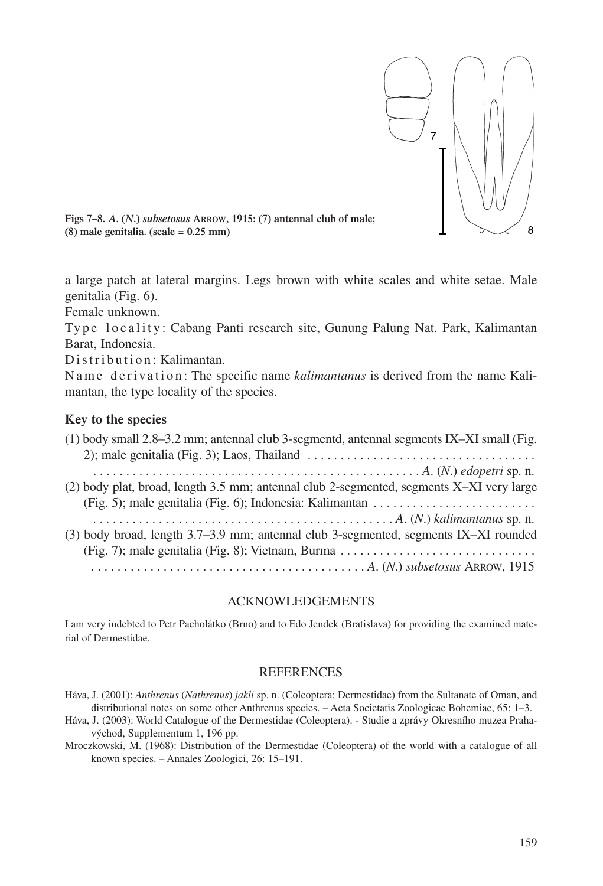**Figs 7–8.** ***A.*** **(*N.*)** ***subsetosus*** **Arrow, 1915: (7) antennal club of male; (8) male genitalia. (scale = 0.25 mm)**

a large patch at lateral margins. Legs brown with white scales and white setae. Male genitalia (Fig. 6).

Female unknown.

Type locality: Cabang Panti research site, Gunung Palung Nat. Park, Kalimantan Barat, Indonesia.

Distribution: Kalimantan.

Name derivation: The specific name *kalimantanus* is derived from the name Kalimantan, the type locality of the species.

## Key to the species

(1) body small 2.8–3.2 mm; antennal club 3-segmentd, antennal segments IX–XI small (Fig. 2); male genitalia (Fig. 3); Laos, Thailand . . . . . . . . . . . . . . . . . . . . . . . . . . . . . . . . . . . . *A.* (*N.*) *edopetri* sp. n.

(2) body plat, broad, length 3.5 mm; antennal club 2-segmented, segments X–XI very large (Fig. 5); male genitalia (Fig. 6); Indonesia: Kalimantan . . . . . . . . . . . . . . . . . . . . . . . . . *A.* (*N.*) *kalimantanus* sp. n.

(3) body broad, length 3.7–3.9 mm; antennal club 3-segmented, segments IX–XI rounded (Fig. 7); male genitalia (Fig. 8); Vietnam, Burma . . . . . . . . . . . . . . . . . . . . . . . . . . . . . . *A.* (*N.*) *subsetosus* Arrow, 1915

## ACKNOWLEDGEMENTS

I am very indebted to Petr Pacholátko (Brno) and to Edo Jendek (Bratislava) for providing the examined material of Dermestidae.

## REFERENCES

Háva, J. (2001): *Anthrenus* (*Nathrenus*) *jakli* sp. n. (Coleoptera: Dermestidae) from the Sultanate of Oman, and distributional notes on some other Anthrenus species. – Acta Societatis Zoologicae Bohemiae, 65: 1–3.

Háva, J. (2003): World Catalogue of the Dermestidae (Coleoptera). - Studie a zprávy Okresního muzea Praha-východ, Supplementum 1, 196 pp.

Mroczkowski, M. (1968): Distribution of the Dermestidae (Coleoptera) of the world with a catalogue of all known species. – Annales Zoologici, 26: 15–191.